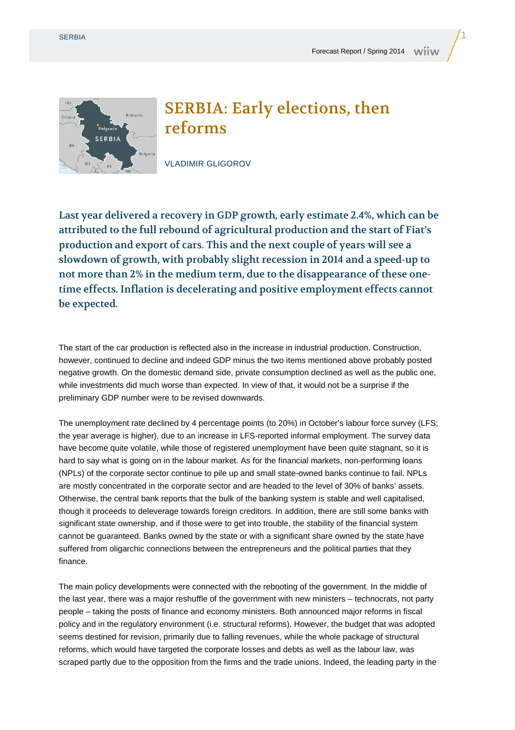# SERBIA: Early elections, then reforms

VLADIMIR GLIGOROV

**Last year delivered a recovery in GDP growth, early estimate 2.4%, which can be attributed to the full rebound of agricultural production and the start of Fiat's production and export of cars. This and the next couple of years will see a slowdown of growth, with probably slight recession in 2014 and a speed-up to not more than 2% in the medium term, due to the disappearance of these one-time effects. Inflation is decelerating and positive employment effects cannot be expected.**

The start of the car production is reflected also in the increase in industrial production. Construction, however, continued to decline and indeed GDP minus the two items mentioned above probably posted negative growth. On the domestic demand side, private consumption declined as well as the public one, while investments did much worse than expected. In view of that, it would not be a surprise if the preliminary GDP number were to be revised downwards.

The unemployment rate declined by 4 percentage points (to 20%) in October's labour force survey (LFS; the year average is higher), due to an increase in LFS-reported informal employment. The survey data have become quite volatile, while those of registered unemployment have been quite stagnant, so it is hard to say what is going on in the labour market. As for the financial markets, non-performing loans (NPLs) of the corporate sector continue to pile up and small state-owned banks continue to fail. NPLs are mostly concentrated in the corporate sector and are headed to the level of 30% of banks' assets. Otherwise, the central bank reports that the bulk of the banking system is stable and well capitalised, though it proceeds to deleverage towards foreign creditors. In addition, there are still some banks with significant state ownership, and if those were to get into trouble, the stability of the financial system cannot be guaranteed. Banks owned by the state or with a significant share owned by the state have suffered from oligarchic connections between the entrepreneurs and the political parties that they finance.

The main policy developments were connected with the rebooting of the government. In the middle of the last year, there was a major reshuffle of the government with new ministers – technocrats, not party people – taking the posts of finance and economy ministers. Both announced major reforms in fiscal policy and in the regulatory environment (i.e. structural reforms). However, the budget that was adopted seems destined for revision, primarily due to falling revenues, while the whole package of structural reforms, which would have targeted the corporate losses and debts as well as the labour law, was scraped partly due to the opposition from the firms and the trade unions. Indeed, the leading party in the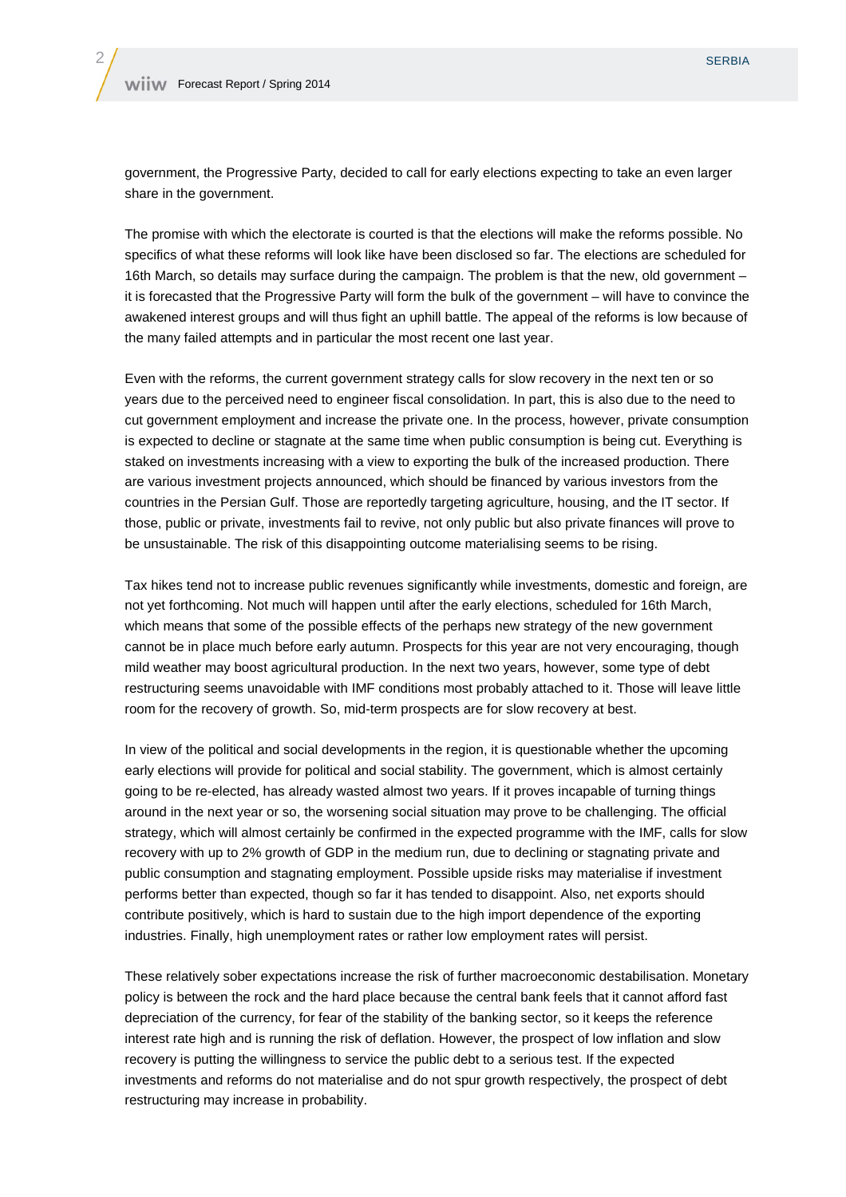government, the Progressive Party, decided to call for early elections expecting to take an even larger share in the government.

The promise with which the electorate is courted is that the elections will make the reforms possible. No specifics of what these reforms will look like have been disclosed so far. The elections are scheduled for 16th March, so details may surface during the campaign. The problem is that the new, old government – it is forecasted that the Progressive Party will form the bulk of the government – will have to convince the awakened interest groups and will thus fight an uphill battle. The appeal of the reforms is low because of the many failed attempts and in particular the most recent one last year.

Even with the reforms, the current government strategy calls for slow recovery in the next ten or so years due to the perceived need to engineer fiscal consolidation. In part, this is also due to the need to cut government employment and increase the private one. In the process, however, private consumption is expected to decline or stagnate at the same time when public consumption is being cut. Everything is staked on investments increasing with a view to exporting the bulk of the increased production. There are various investment projects announced, which should be financed by various investors from the countries in the Persian Gulf. Those are reportedly targeting agriculture, housing, and the IT sector. If those, public or private, investments fail to revive, not only public but also private finances will prove to be unsustainable. The risk of this disappointing outcome materialising seems to be rising.

Tax hikes tend not to increase public revenues significantly while investments, domestic and foreign, are not yet forthcoming. Not much will happen until after the early elections, scheduled for 16th March, which means that some of the possible effects of the perhaps new strategy of the new government cannot be in place much before early autumn. Prospects for this year are not very encouraging, though mild weather may boost agricultural production. In the next two years, however, some type of debt restructuring seems unavoidable with IMF conditions most probably attached to it. Those will leave little room for the recovery of growth. So, mid-term prospects are for slow recovery at best.

In view of the political and social developments in the region, it is questionable whether the upcoming early elections will provide for political and social stability. The government, which is almost certainly going to be re-elected, has already wasted almost two years. If it proves incapable of turning things around in the next year or so, the worsening social situation may prove to be challenging. The official strategy, which will almost certainly be confirmed in the expected programme with the IMF, calls for slow recovery with up to 2% growth of GDP in the medium run, due to declining or stagnating private and public consumption and stagnating employment. Possible upside risks may materialise if investment performs better than expected, though so far it has tended to disappoint. Also, net exports should contribute positively, which is hard to sustain due to the high import dependence of the exporting industries. Finally, high unemployment rates or rather low employment rates will persist.

These relatively sober expectations increase the risk of further macroeconomic destabilisation. Monetary policy is between the rock and the hard place because the central bank feels that it cannot afford fast depreciation of the currency, for fear of the stability of the banking sector, so it keeps the reference interest rate high and is running the risk of deflation. However, the prospect of low inflation and slow recovery is putting the willingness to service the public debt to a serious test. If the expected investments and reforms do not materialise and do not spur growth respectively, the prospect of debt restructuring may increase in probability.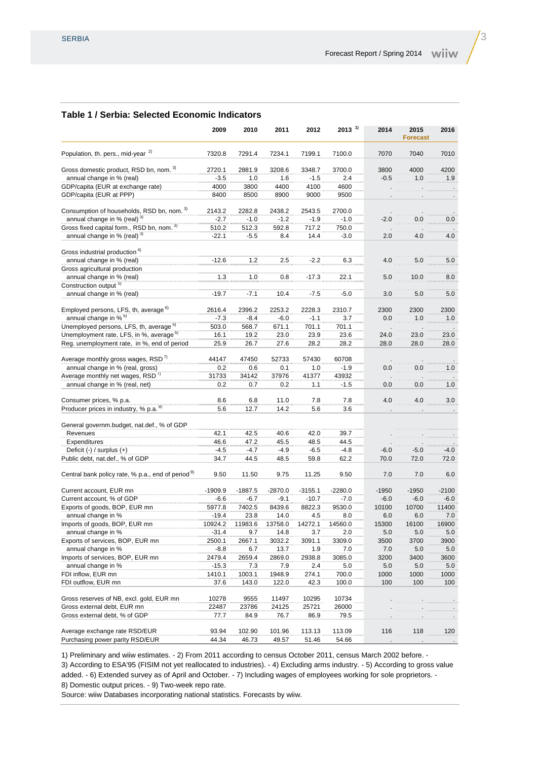## Table 1 / Serbia: Selected Economic Indicators

| | 2009 | 2010 | 2011 | 2012 | 2013 [1] | 2014 | 2015 Forecast | 2016 |
|---|---|---|---|---|---|---|---|---|
| Population, th. pers., mid-year [2] | 7320.8 | 7291.4 | 7234.1 | 7199.1 | 7100.0 | 7070 | 7040 | 7010 |
| Gross domestic product, RSD bn, nom. [3] | 2720.1 | 2881.9 | 3208.6 | 3348.7 | 3700.0 | 3800 | 4000 | 4200 |
| annual change in % (real) | -3.5 | 1.0 | 1.6 | -1.5 | 2.4 | -0.5 | 1.0 | 1.9 |
| GDP/capita (EUR at exchange rate) | 4000 | 3800 | 4400 | 4100 | 4600 | . | . | . |
| GDP/capita (EUR at PPP) | 8400 | 8500 | 8900 | 9000 | 9500 | . | . | . |
| Consumption of households, RSD bn, nom. [3] | 2143.2 | 2282.8 | 2438.2 | 2543.5 | 2700.0 | . | . | . |
| annual change in % (real) [3] | -2.7 | -1.0 | -1.2 | -1.9 | -1.0 | -2.0 | 0.0 | 0.0 |
| Gross fixed capital form., RSD bn, nom. [3] | 510.2 | 512.3 | 592.8 | 717.2 | 750.0 | . | . | . |
| annual change in % (real) [3] | -22.1 | -5.5 | 8.4 | 14.4 | -3.0 | 2.0 | 4.0 | 4.0 |
| Gross industrial production [4] | | | | | | | | |
| annual change in % (real) | -12.6 | 1.2 | 2.5 | -2.2 | 6.3 | 4.0 | 5.0 | 5.0 |
| Gross agricultural production | | | | | | | | |
| annual change in % (real) | 1.3 | 1.0 | 0.8 | -17.3 | 22.1 | 5.0 | 10.0 | 8.0 |
| Construction output [5] | | | | | | | | |
| annual change in % (real) | -19.7 | -7.1 | 10.4 | -7.5 | -5.0 | 3.0 | 5.0 | 5.0 |
| Employed persons, LFS, th, average [6] | 2616.4 | 2396.2 | 2253.2 | 2228.3 | 2310.7 | 2300 | 2300 | 2300 |
| annual change in % [6] | -7.3 | -8.4 | -6.0 | -1.1 | 3.7 | 0.0 | 1.0 | 1.0 |
| Unemployed persons, LFS, th, average [6] | 503.0 | 568.7 | 671.1 | 701.1 | 701.1 | . | . | . |
| Unemployment rate, LFS, in %, average [6] | 16.1 | 19.2 | 23.0 | 23.9 | 23.6 | 24.0 | 23.0 | 23.0 |
| Reg. unemployment rate, in %, end of period | 25.9 | 26.7 | 27.6 | 28.2 | 28.2 | 28.0 | 28.0 | 28.0 |
| Average monthly gross wages, RSD [7] | 44147 | 47450 | 52733 | 57430 | 60708 | . | . | . |
| annual change in % (real, gross) | 0.2 | 0.6 | 0.1 | 1.0 | -1.9 | 0.0 | 0.0 | 1.0 |
| Average monthly net wages, RSD [7] | 31733 | 34142 | 37976 | 41377 | 43932 | . | . | . |
| annual change in % (real, net) | 0.2 | 0.7 | 0.2 | 1.1 | -1.5 | 0.0 | 0.0 | 1.0 |
| Consumer prices, % p.a. | 8.6 | 6.8 | 11.0 | 7.8 | 7.8 | 4.0 | 4.0 | 3.0 |
| Producer prices in industry, % p.a. [8] | 5.6 | 12.7 | 14.2 | 5.6 | 3.6 | . | . | . |
| General governm.budget, nat.def., % of GDP | | | | | | | | |
| Revenues | 42.1 | 42.5 | 40.6 | 42.0 | 39.7 | . | . | . |
| Expenditures | 46.6 | 47.2 | 45.5 | 48.5 | 44.5 | . | . | . |
| Deficit (-) / surplus (+) | -4.5 | -4.7 | -4.9 | -6.5 | -4.8 | -6.0 | -5.0 | -4.0 |
| Public debt, nat.def., % of GDP | 34.7 | 44.5 | 48.5 | 59.8 | 62.2 | 70.0 | 72.0 | 72.0 |
| Central bank policy rate, % p.a., end of period [9] | 9.50 | 11.50 | 9.75 | 11.25 | 9.50 | 7.0 | 7.0 | 6.0 |
| Current account, EUR mn | -1909.9 | -1887.5 | -2870.0 | -3155.1 | -2280.0 | -1950 | -1950 | -2100 |
| Current account, % of GDP | -6.6 | -6.7 | -9.1 | -10.7 | -7.0 | -6.0 | -6.0 | -6.0 |
| Exports of goods, BOP, EUR mn | 5977.8 | 7402.5 | 8439.6 | 8822.3 | 9530.0 | 10100 | 10700 | 11400 |
| annual change in % | -19.4 | 23.8 | 14.0 | 4.5 | 8.0 | 6.0 | 6.0 | 7.0 |
| Imports of goods, BOP, EUR mn | 10924.2 | 11983.6 | 13758.0 | 14272.1 | 14560.0 | 15300 | 16100 | 16900 |
| annual change in % | -31.4 | 9.7 | 14.8 | 3.7 | 2.0 | 5.0 | 5.0 | 5.0 |
| Exports of services, BOP, EUR mn | 2500.1 | 2667.1 | 3032.2 | 3091.1 | 3309.0 | 3500 | 3700 | 3900 |
| annual change in % | -8.8 | 6.7 | 13.7 | 1.9 | 7.0 | 7.0 | 5.0 | 5.0 |
| Imports of services, BOP, EUR mn | 2479.4 | 2659.4 | 2869.0 | 2938.8 | 3085.0 | 3200 | 3400 | 3600 |
| annual change in % | -15.3 | 7.3 | 7.9 | 2.4 | 5.0 | 5.0 | 5.0 | 5.0 |
| FDI inflow, EUR mn | 1410.1 | 1003.1 | 1948.9 | 274.1 | 700.0 | 1000 | 1000 | 1000 |
| FDI outflow, EUR mn | 37.6 | 143.0 | 122.0 | 42.3 | 100.0 | 100 | 100 | 100 |
| Gross reserves of NB, excl. gold, EUR mn | 10278 | 9555 | 11497 | 10295 | 10734 | . | . | . |
| Gross external debt, EUR mn | 22487 | 23786 | 24125 | 25721 | 26000 | . | . | . |
| Gross external debt, % of GDP | 77.7 | 84.9 | 76.7 | 86.9 | 79.5 | . | . | . |
| Average exchange rate RSD/EUR | 93.94 | 102.90 | 101.96 | 113.13 | 113.09 | 116 | 118 | 120 |
| Purchasing power parity RSD/EUR | 44.34 | 46.73 | 49.57 | 51.46 | 54.66 | . | . | . |

1) Preliminary and wiiw estimates. - 2) From 2011 according to census October 2011, census March 2002 before. -
3) According to ESA'95 (FISIM not yet reallocated to industries). - 4) Excluding arms industry. - 5) According to gross value added. - 6) Extended survey as of April and October. - 7) Including wages of employees working for sole proprietors. -
8) Domestic output prices. - 9) Two-week repo rate.

Source: wiiw Databases incorporating national statistics. Forecasts by wiiw.